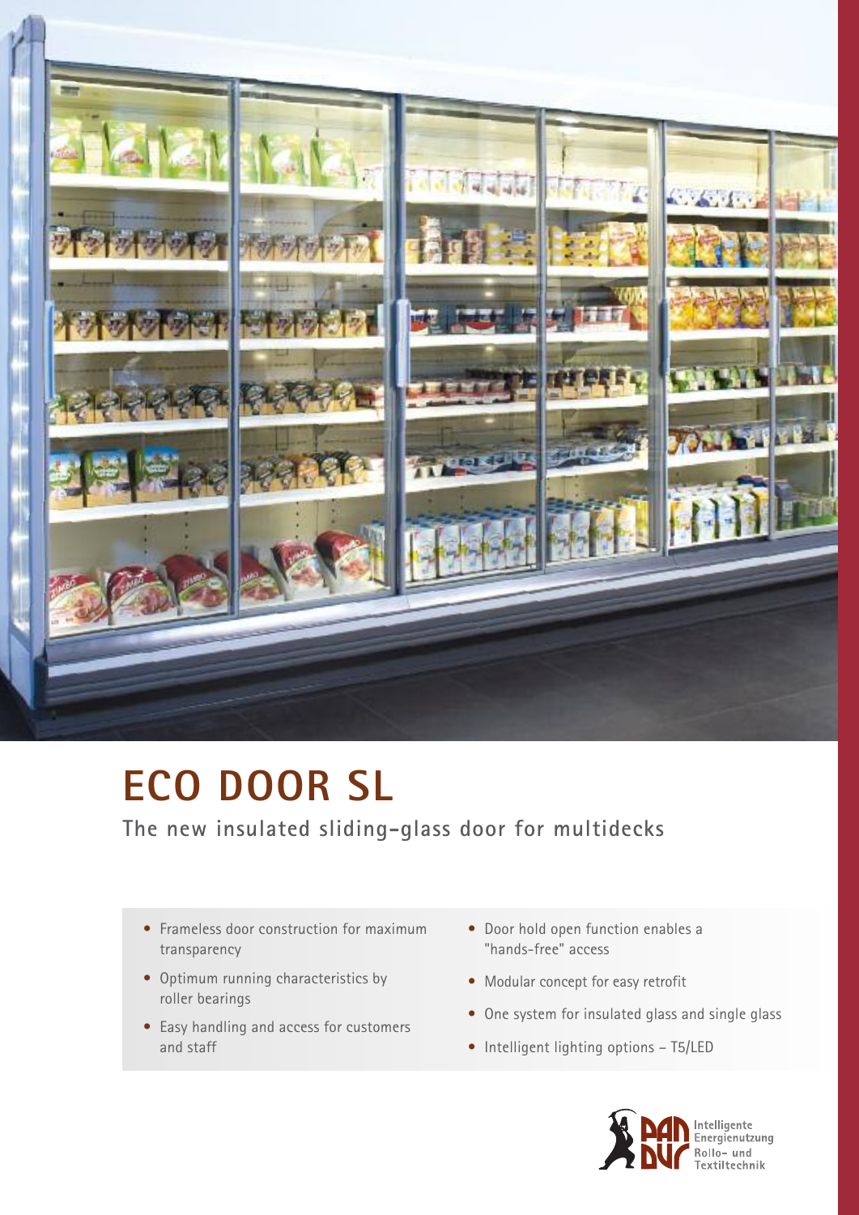# ECO DOOR SL

## The new insulated sliding-glass door for multidecks

- Frameless door construction for maximum transparency
- Optimum running characteristics by roller bearings
- Easy handling and access for customers and staff
- Door hold open function enables a "hands-free" access
- Modular concept for easy retrofit
- One system for insulated glass and single glass
- Intelligent lighting options – T5/LED

Intelligente Energienutzung Rollo- und Textiltechnik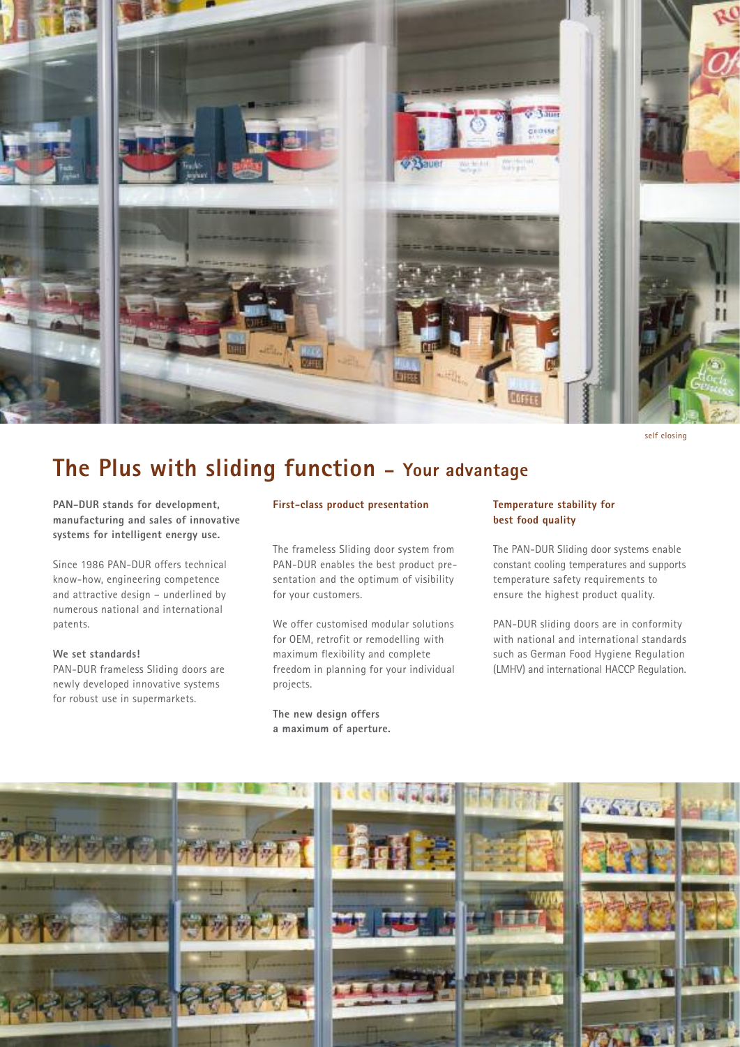self closing

# The Plus with sliding function – Your advantage

**PAN-DUR stands for development, manufacturing and sales of innovative systems for intelligent energy use.**

Since 1986 PAN-DUR offers technical know-how, engineering competence and attractive design – underlined by numerous national and international patents.

**We set standards!**
PAN-DUR frameless Sliding doors are newly developed innovative systems for robust use in supermarkets.

**First-class product presentation**

The frameless Sliding door system from PAN-DUR enables the best product presentation and the optimum of visibility for your customers.

We offer customised modular solutions for OEM, retrofit or remodelling with maximum flexibility and complete freedom in planning for your individual projects.

**The new design offers a maximum of aperture.**

**Temperature stability for best food quality**

The PAN-DUR Sliding door systems enable constant cooling temperatures and supports temperature safety requirements to ensure the highest product quality.

PAN-DUR sliding doors are in conformity with national and international standards such as German Food Hygiene Regulation (LMHV) and international HACCP Regulation.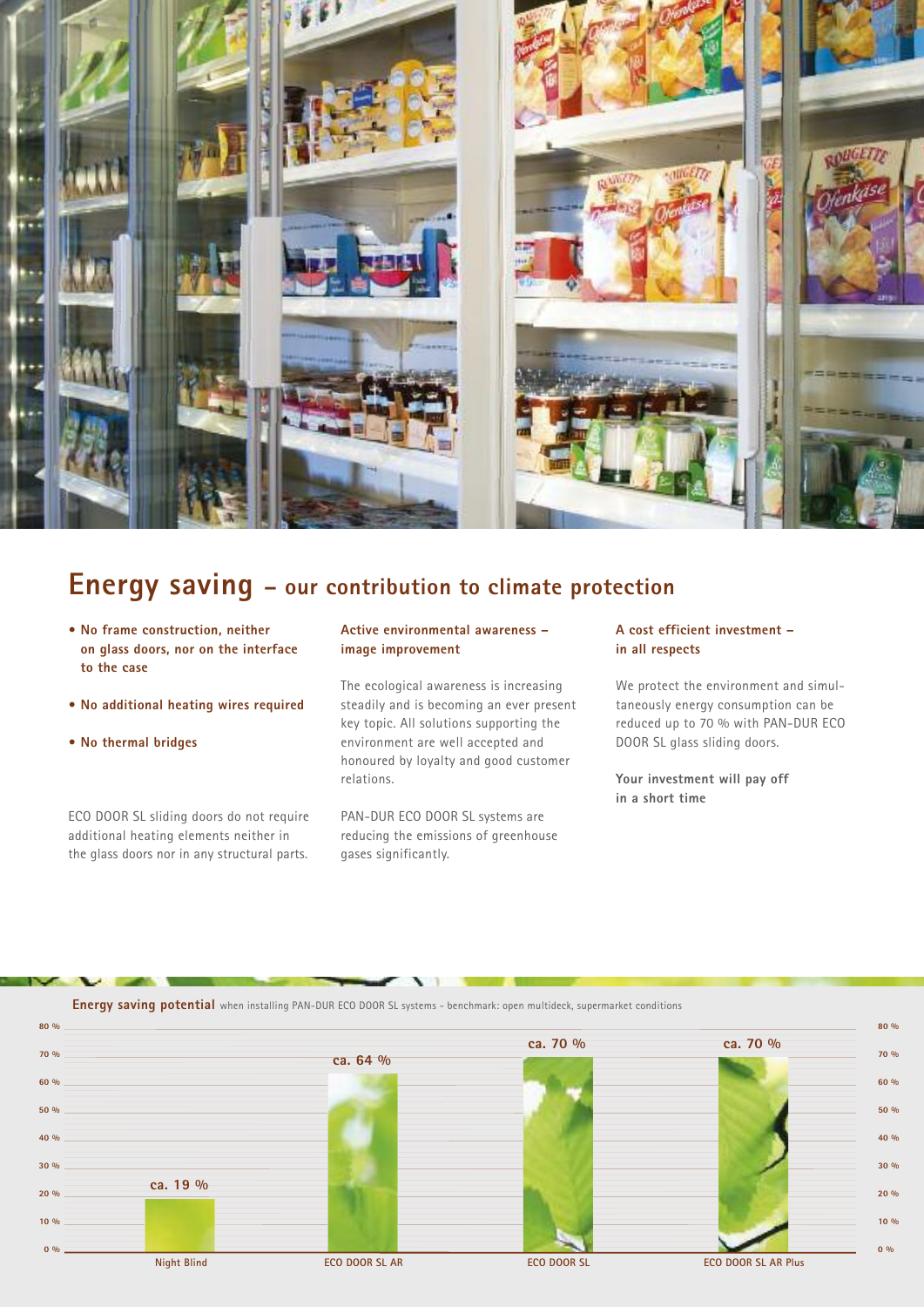# Energy saving – our contribution to climate protection

- **No frame construction, neither on glass doors, nor on the interface to the case**
- **No additional heating wires required**
- **No thermal bridges**

ECO DOOR SL sliding doors do not require additional heating elements neither in the glass doors nor in any structural parts.

**Active environmental awareness – image improvement**

The ecological awareness is increasing steadily and is becoming an ever present key topic. All solutions supporting the environment are well accepted and honoured by loyalty and good customer relations.

PAN-DUR ECO DOOR SL systems are reducing the emissions of greenhouse gases significantly.

**A cost efficient investment – in all respects**

We protect the environment and simultaneously energy consumption can be reduced up to 70 % with PAN-DUR ECO DOOR SL glass sliding doors.

**Your investment will pay off in a short time**

**Energy saving potential** when installing PAN-DUR ECO DOOR SL systems - benchmark: open multideck, supermarket conditions

| System | Energy saving potential |
|---|---|
| Night Blind | ca. 19 % |
| ECO DOOR SL AR | ca. 64 % |
| ECO DOOR SL | ca. 70 % |
| ECO DOOR SL AR Plus | ca. 70 % |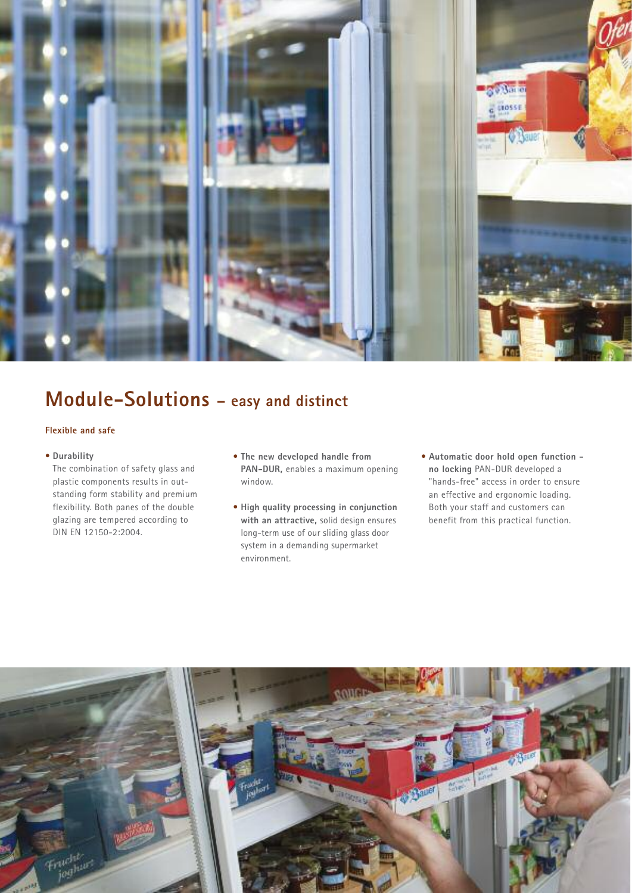# Module-Solutions – easy and distinct

### Flexible and safe

- **Durability**
  The combination of safety glass and plastic components results in outstanding form stability and premium flexibility. Both panes of the double glazing are tempered according to DIN EN 12150-2:2004.

- **The new developed handle from PAN-DUR,** enables a maximum opening window.

- **High quality processing in conjunction with an attractive,** solid design ensures long-term use of our sliding glass door system in a demanding supermarket environment.

- **Automatic door hold open function – no locking** PAN-DUR developed a "hands-free" access in order to ensure an effective and ergonomic loading. Both your staff and customers can benefit from this practical function.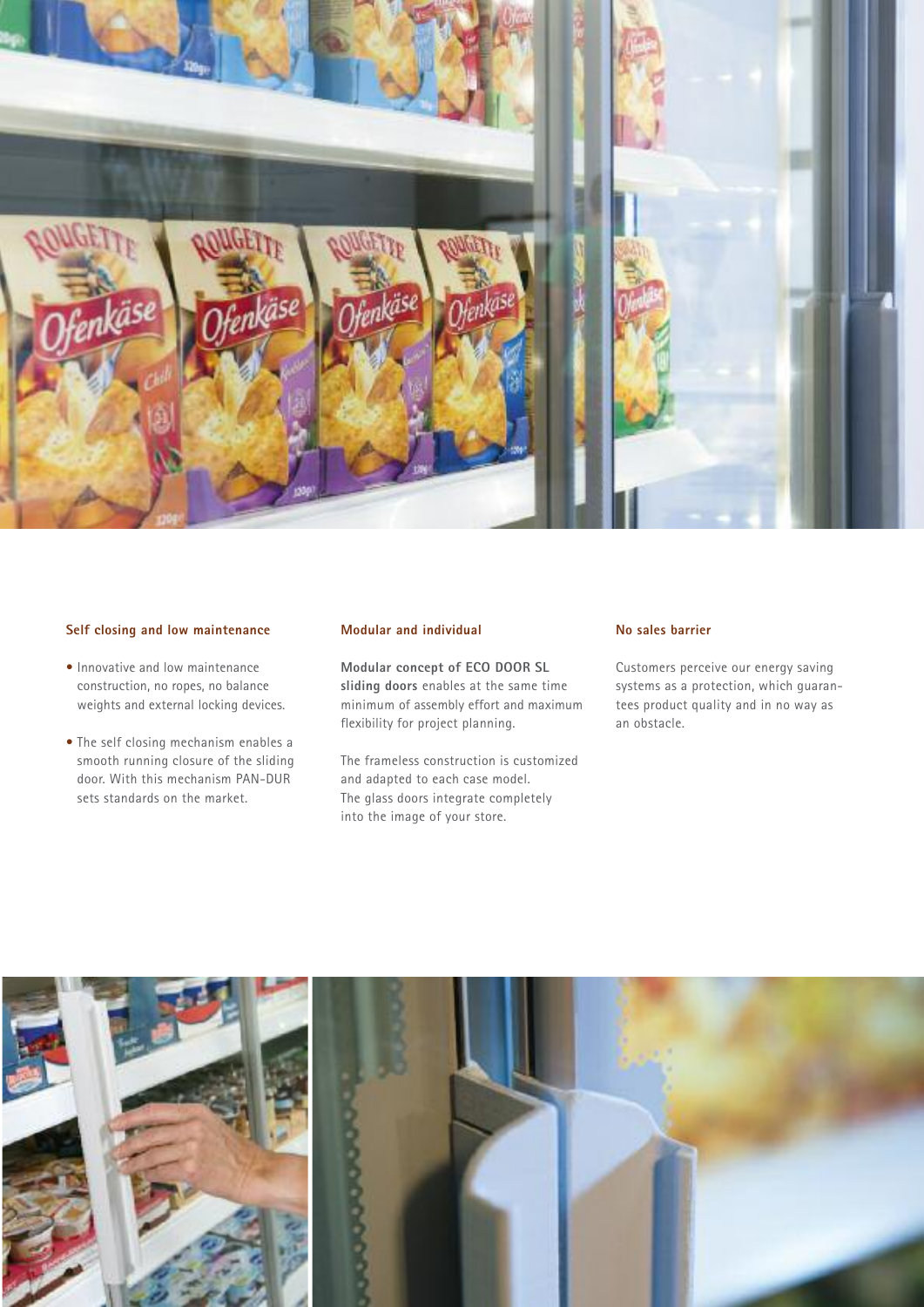### Self closing and low maintenance

- Innovative and low maintenance construction, no ropes, no balance weights and external locking devices.
- The self closing mechanism enables a smooth running closure of the sliding door. With this mechanism PAN-DUR sets standards on the market.

### Modular and individual

**Modular concept of ECO DOOR SL sliding doors** enables at the same time minimum of assembly effort and maximum flexibility for project planning.

The frameless construction is customized and adapted to each case model. The glass doors integrate completely into the image of your store.

### No sales barrier

Customers perceive our energy saving systems as a protection, which guarantees product quality and in no way as an obstacle.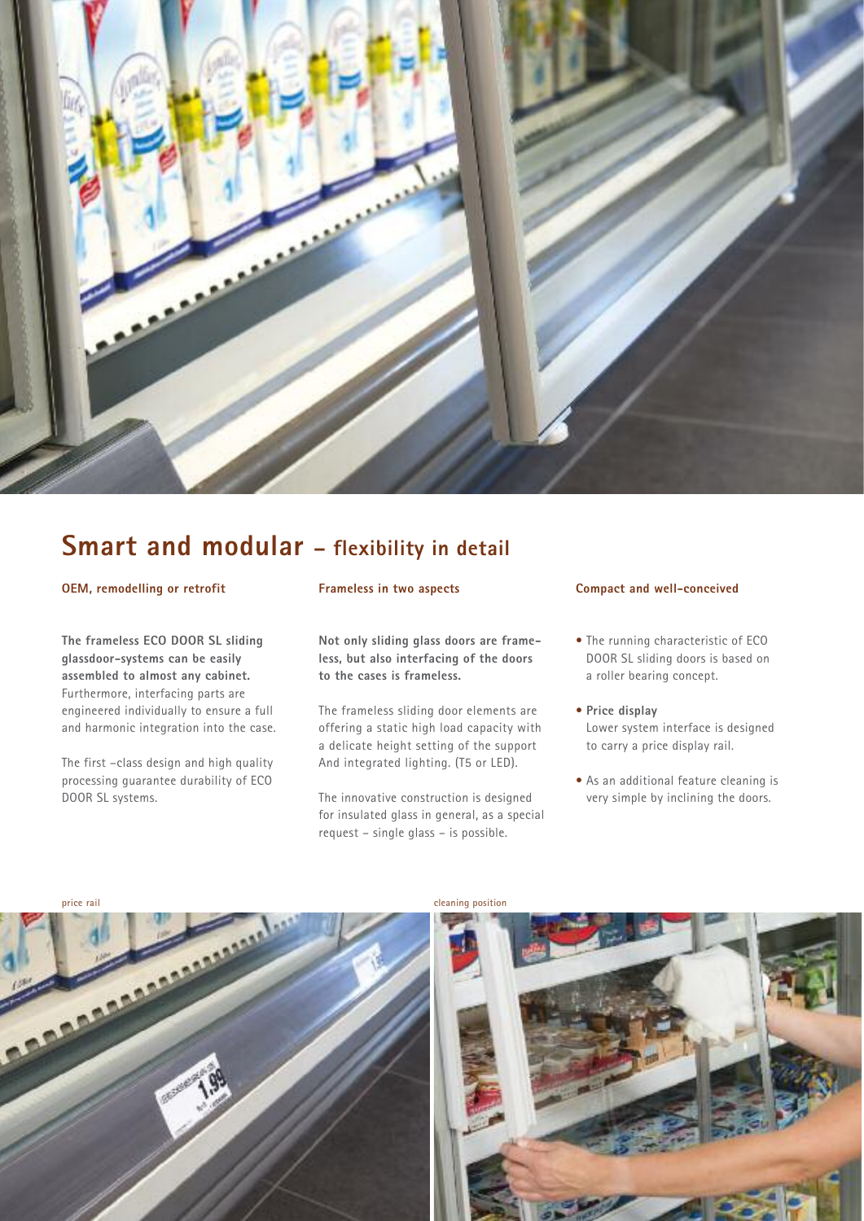## Smart and modular – flexibility in detail

### OEM, remodelling or retrofit

**The frameless ECO DOOR SL sliding glassdoor-systems can be easily assembled to almost any cabinet.** Furthermore, interfacing parts are engineered individually to ensure a full and harmonic integration into the case.

The first -class design and high quality processing guarantee durability of ECO DOOR SL systems.

### Frameless in two aspects

**Not only sliding glass doors are frame-less, but also interfacing of the doors to the cases is frameless.**

The frameless sliding door elements are offering a static high load capacity with a delicate height setting of the support And integrated lighting. (T5 or LED).

The innovative construction is designed for insulated glass in general, as a special request – single glass – is possible.

### Compact and well-conceived

- The running characteristic of ECO DOOR SL sliding doors is based on a roller bearing concept.
- **Price display**
  Lower system interface is designed to carry a price display rail.
- As an additional feature cleaning is very simple by inclining the doors.

price rail

cleaning position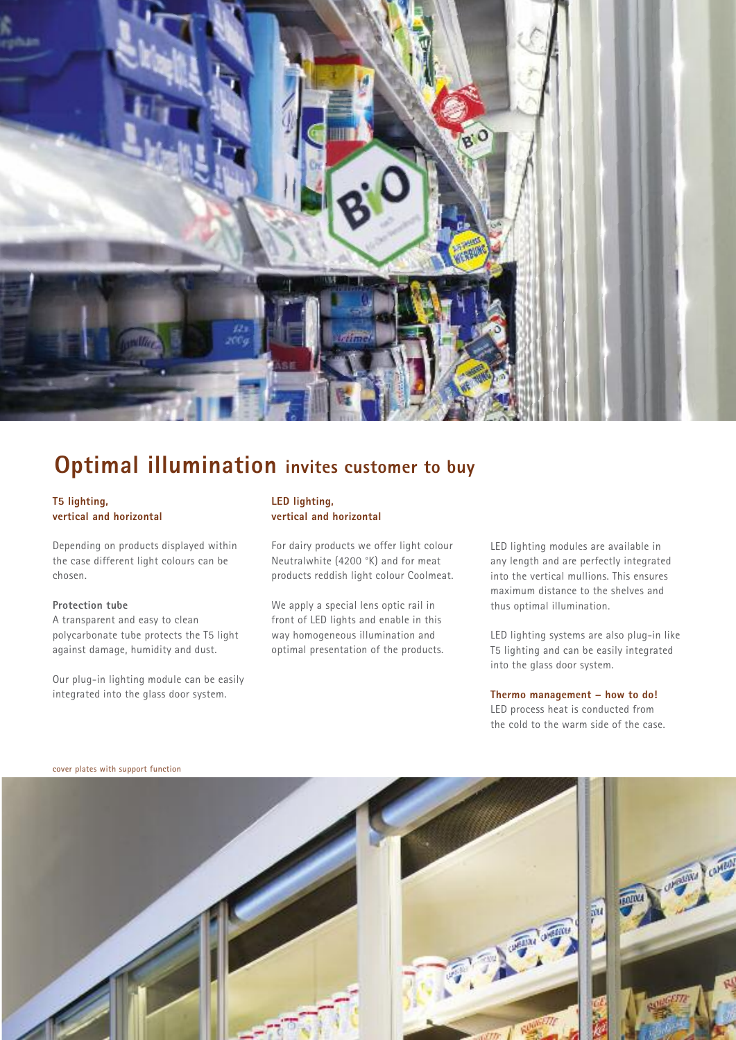## **Optimal illumination** invites customer to buy

**T5 lighting, vertical and horizontal**

Depending on products displayed within the case different light colours can be chosen.

**Protection tube**

A transparent and easy to clean polycarbonate tube protects the T5 light against damage, humidity and dust.

Our plug-in lighting module can be easily integrated into the glass door system.

**LED lighting, vertical and horizontal**

For dairy products we offer light colour Neutralwhite (4200 °K) and for meat products reddish light colour Coolmeat.

We apply a special lens optic rail in front of LED lights and enable in this way homogeneous illumination and optimal presentation of the products.

LED lighting modules are available in any length and are perfectly integrated into the vertical mullions. This ensures maximum distance to the shelves and thus optimal illumination.

LED lighting systems are also plug-in like T5 lighting and can be easily integrated into the glass door system.

**Thermo management – how to do!**

LED process heat is conducted from the cold to the warm side of the case.

cover plates with support function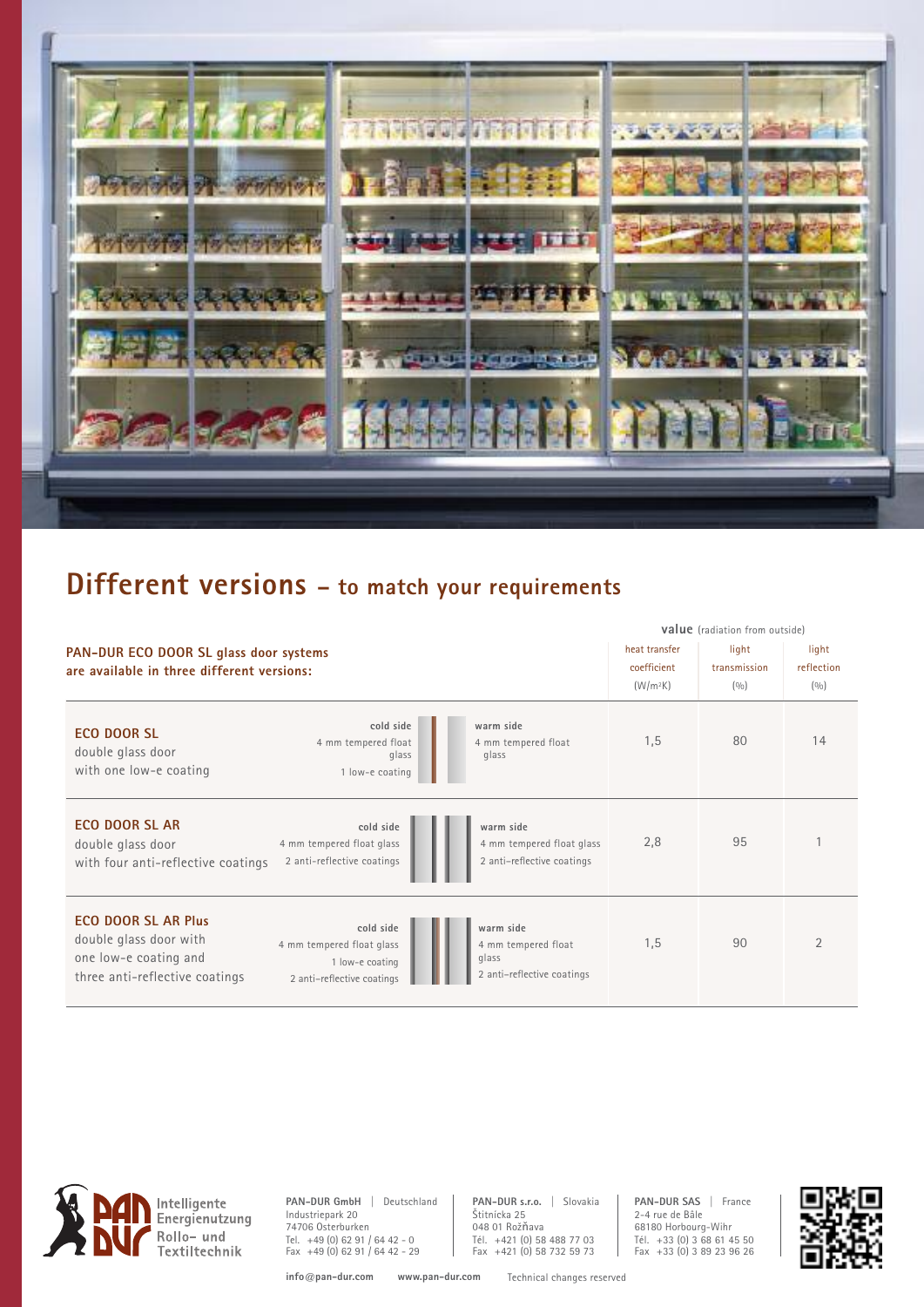## Different versions – to match your requirements

| PAN-DUR ECO DOOR SL glass door systems are available in three different versions: | | | value (radiation from outside) | | |
|---|---|---|---|---|---|
| | | | heat transfer coefficient (W/m²K) | light transmission (%) | light reflection (%) |
| **ECO DOOR SL** double glass door with one low-e coating | cold side: 4 mm tempered float glass, 1 low-e coating | warm side: 4 mm tempered float glass | 1,5 | 80 | 14 |
| **ECO DOOR SL AR** double glass door with four anti-reflective coatings | cold side: 4 mm tempered float glass, 2 anti-reflective coatings | warm side: 4 mm tempered float glass, 2 anti-reflective coatings | 2,8 | 95 | 1 |
| **ECO DOOR SL AR Plus** double glass door with one low-e coating and three anti-reflective coatings | cold side: 4 mm tempered float glass, 1 low-e coating, 2 anti-reflective coatings | warm side: 4 mm tempered float glass, 2 anti-reflective coatings | 1,5 | 90 | 2 |

Intelligente Energienutzung Rollo- und Textiltechnik

**PAN-DUR GmbH** | Deutschland
Industriepark 20
74706 Osterburken
Tel. +49 (0) 62 91 / 64 42 - 0
Fax +49 (0) 62 91 / 64 42 - 29

**PAN-DUR s.r.o.** | Slovakia
Štitnicka 25
048 01 Rožňava
Tél. +421 (0) 58 488 77 03
Fax +421 (0) 58 732 59 73

**PAN-DUR SAS** | France
2-4 rue de Bâle
68180 Horbourg-Wihr
Tél. +33 (0) 3 68 61 45 50
Fax +33 (0) 3 89 23 96 26

info@pan-dur.com www.pan-dur.com Technical changes reserved